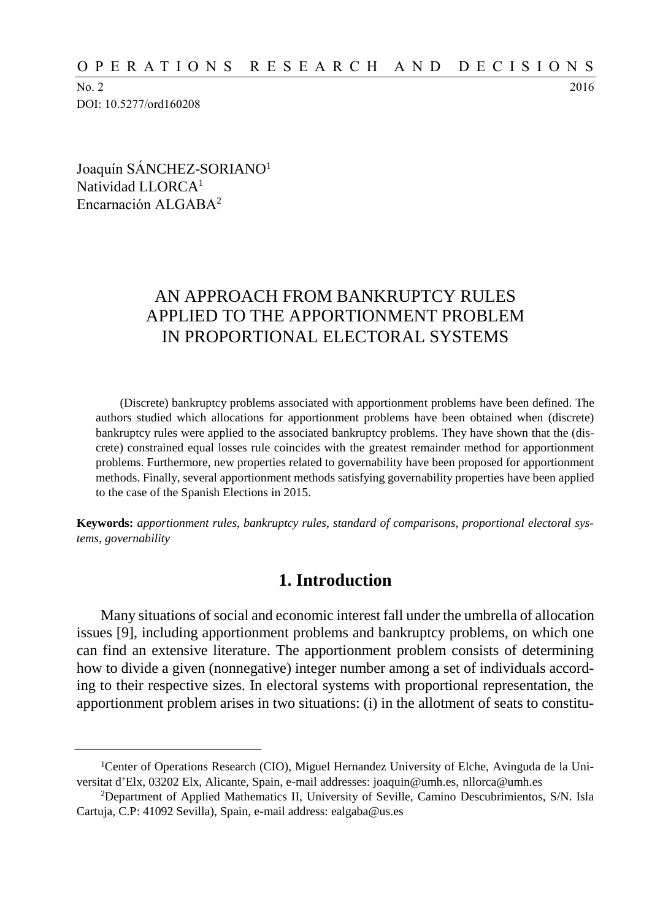Joaquín SÁNCHEZ-SORIANO[1]
Natividad LLORCA[1]
Encarnación ALGABA[2]

# AN APPROACH FROM BANKRUPTCY RULES APPLIED TO THE APPORTIONMENT PROBLEM IN PROPORTIONAL ELECTORAL SYSTEMS

(Discrete) bankruptcy problems associated with apportionment problems have been defined. The authors studied which allocations for apportionment problems have been obtained when (discrete) bankruptcy rules were applied to the associated bankruptcy problems. They have shown that the (discrete) constrained equal losses rule coincides with the greatest remainder method for apportionment problems. Furthermore, new properties related to governability have been proposed for apportionment methods. Finally, several apportionment methods satisfying governability properties have been applied to the case of the Spanish Elections in 2015.

**Keywords:** *apportionment rules, bankruptcy rules, standard of comparisons, proportional electoral systems, governability*

## 1. Introduction

Many situations of social and economic interest fall under the umbrella of allocation issues [9], including apportionment problems and bankruptcy problems, on which one can find an extensive literature. The apportionment problem consists of determining how to divide a given (nonnegative) integer number among a set of individuals according to their respective sizes. In electoral systems with proportional representation, the apportionment problem arises in two situations: (i) in the allotment of seats to constitu-

---

[1]Center of Operations Research (CIO), Miguel Hernandez University of Elche, Avinguda de la Universitat d'Elx, 03202 Elx, Alicante, Spain, e-mail addresses: joaquin@umh.es, nllorca@umh.es

[2]Department of Applied Mathematics II, University of Seville, Camino Descubrimientos, S/N. Isla Cartuja, C.P: 41092 Sevilla), Spain, e-mail address: ealgaba@us.es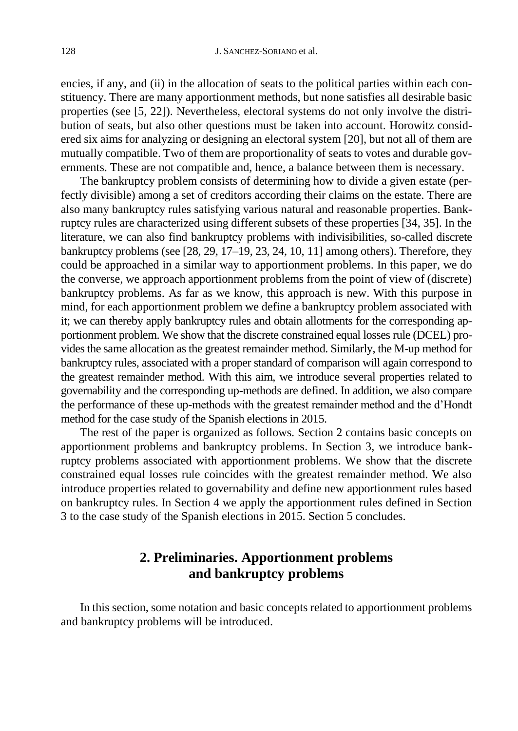encies, if any, and (ii) in the allocation of seats to the political parties within each constituency. There are many apportionment methods, but none satisfies all desirable basic properties (see [5, 22]). Nevertheless, electoral systems do not only involve the distribution of seats, but also other questions must be taken into account. Horowitz considered six aims for analyzing or designing an electoral system [20], but not all of them are mutually compatible. Two of them are proportionality of seats to votes and durable governments. These are not compatible and, hence, a balance between them is necessary.

The bankruptcy problem consists of determining how to divide a given estate (perfectly divisible) among a set of creditors according their claims on the estate. There are also many bankruptcy rules satisfying various natural and reasonable properties. Bankruptcy rules are characterized using different subsets of these properties [34, 35]. In the literature, we can also find bankruptcy problems with indivisibilities, so-called discrete bankruptcy problems (see [28, 29, 17–19, 23, 24, 10, 11] among others). Therefore, they could be approached in a similar way to apportionment problems. In this paper, we do the converse, we approach apportionment problems from the point of view of (discrete) bankruptcy problems. As far as we know, this approach is new. With this purpose in mind, for each apportionment problem we define a bankruptcy problem associated with it; we can thereby apply bankruptcy rules and obtain allotments for the corresponding apportionment problem. We show that the discrete constrained equal losses rule (DCEL) provides the same allocation as the greatest remainder method. Similarly, the M-up method for bankruptcy rules, associated with a proper standard of comparison will again correspond to the greatest remainder method. With this aim, we introduce several properties related to governability and the corresponding up-methods are defined. In addition, we also compare the performance of these up-methods with the greatest remainder method and the d'Hondt method for the case study of the Spanish elections in 2015.

The rest of the paper is organized as follows. Section 2 contains basic concepts on apportionment problems and bankruptcy problems. In Section 3, we introduce bankruptcy problems associated with apportionment problems. We show that the discrete constrained equal losses rule coincides with the greatest remainder method. We also introduce properties related to governability and define new apportionment rules based on bankruptcy rules. In Section 4 we apply the apportionment rules defined in Section 3 to the case study of the Spanish elections in 2015. Section 5 concludes.

## 2. Preliminaries. Apportionment problems and bankruptcy problems

In this section, some notation and basic concepts related to apportionment problems and bankruptcy problems will be introduced.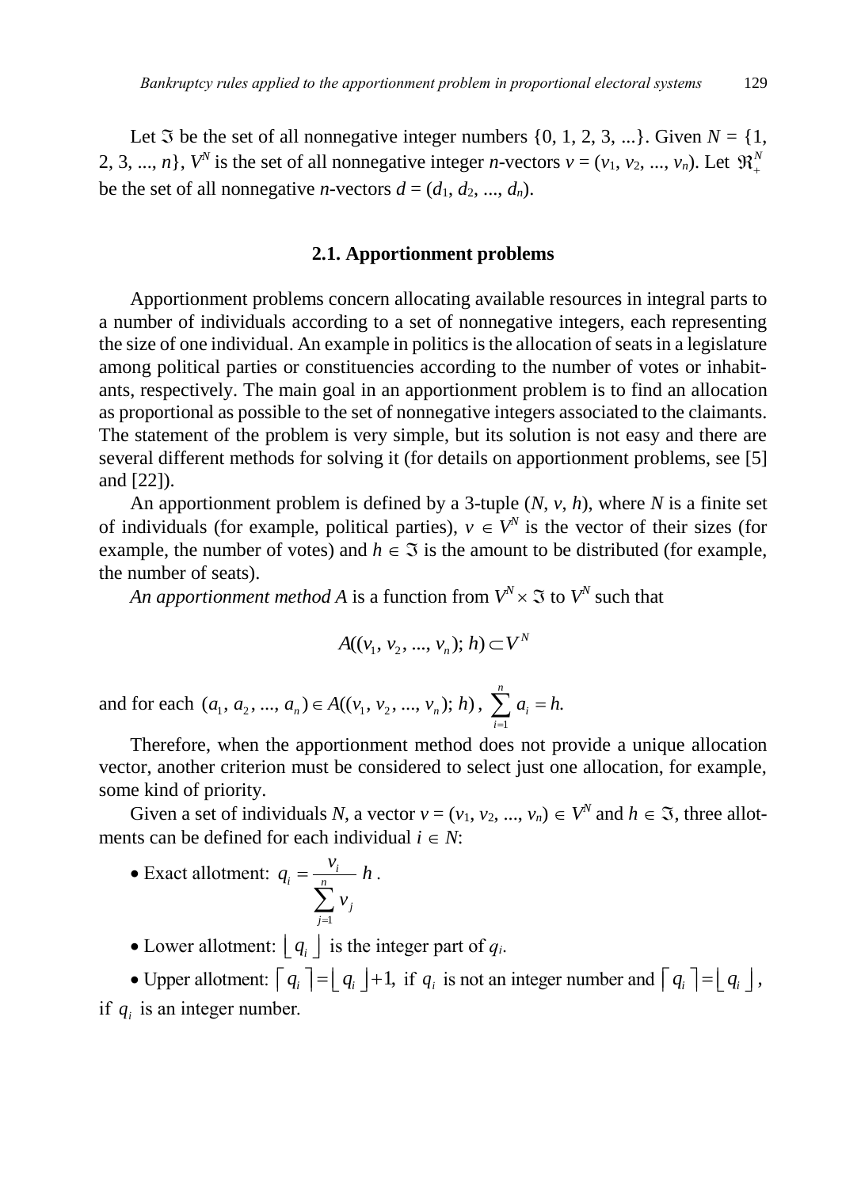Let $\mathfrak{I}$ be the set of all nonnegative integer numbers {0, 1, 2, 3, ...}. Given $N = \{1, 2, 3, ..., n\}$, $V^N$ is the set of all nonnegative integer $n$-vectors $v = (v_1, v_2, ..., v_n)$. Let $\mathfrak{R}_+^N$ be the set of all nonnegative $n$-vectors $d = (d_1, d_2, ..., d_n)$.

### 2.1. Apportionment problems

Apportionment problems concern allocating available resources in integral parts to a number of individuals according to a set of nonnegative integers, each representing the size of one individual. An example in politics is the allocation of seats in a legislature among political parties or constituencies according to the number of votes or inhabitants, respectively. The main goal in an apportionment problem is to find an allocation as proportional as possible to the set of nonnegative integers associated to the claimants. The statement of the problem is very simple, but its solution is not easy and there are several different methods for solving it (for details on apportionment problems, see [5] and [22]).

An apportionment problem is defined by a 3-tuple $(N, v, h)$, where $N$ is a finite set of individuals (for example, political parties), $v \in V^N$ is the vector of their sizes (for example, the number of votes) and $h \in \mathfrak{I}$ is the amount to be distributed (for example, the number of seats).

*An apportionment method A* is a function from $V^N \times \mathfrak{I}$ to $V^N$ such that

$$A((v_1, v_2, ..., v_n); h) \subset V^N$$

and for each $(a_1, a_2, ..., a_n) \in A((v_1, v_2, ..., v_n); h)$, $\sum_{i=1}^{n} a_i = h.$

Therefore, when the apportionment method does not provide a unique allocation vector, another criterion must be considered to select just one allocation, for example, some kind of priority.

Given a set of individuals $N$, a vector $v = (v_1, v_2, ..., v_n) \in V^N$ and $h \in \mathfrak{I}$, three allotments can be defined for each individual $i \in N$:

- Exact allotment: $q_i = \dfrac{v_i}{\sum_{j=1}^{n} v_j} h$.
- Lower allotment: $\lfloor q_i \rfloor$ is the integer part of $q_i$.
- Upper allotment: $\lceil q_i \rceil = \lfloor q_i \rfloor + 1$, if $q_i$ is not an integer number and $\lceil q_i \rceil = \lfloor q_i \rfloor$, if $q_i$ is an integer number.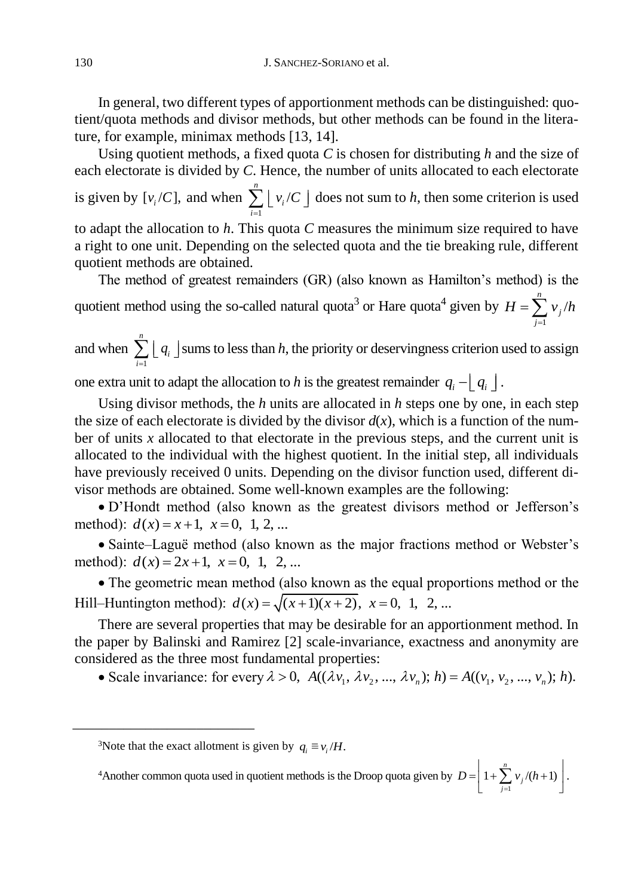In general, two different types of apportionment methods can be distinguished: quotient/quota methods and divisor methods, but other methods can be found in the literature, for example, minimax methods [13, 14].

Using quotient methods, a fixed quota $C$ is chosen for distributing $h$ and the size of each electorate is divided by $C$. Hence, the number of units allocated to each electorate is given by $[v_i/C]$, and when $\sum_{i=1}^{n} \lfloor v_i/C \rfloor$ does not sum to $h$, then some criterion is used to adapt the allocation to $h$. This quota $C$ measures the minimum size required to have a right to one unit. Depending on the selected quota and the tie breaking rule, different quotient methods are obtained.

The method of greatest remainders (GR) (also known as Hamilton's method) is the quotient method using the so-called natural quota[3] or Hare quota[4] given by $H = \sum_{j=1}^{n} v_j/h$ and when $\sum_{i=1}^{n} \lfloor q_i \rfloor$ sums to less than $h$, the priority or deservingness criterion used to assign one extra unit to adapt the allocation to $h$ is the greatest remainder $q_i - \lfloor q_i \rfloor$.

Using divisor methods, the $h$ units are allocated in $h$ steps one by one, in each step the size of each electorate is divided by the divisor $d(x)$, which is a function of the number of units $x$ allocated to that electorate in the previous steps, and the current unit is allocated to the individual with the highest quotient. In the initial step, all individuals have previously received 0 units. Depending on the divisor function used, different divisor methods are obtained. Some well-known examples are the following:

- D'Hondt method (also known as the greatest divisors method or Jefferson's method): $d(x) = x + 1,\ x = 0,\ 1, 2, \ldots$
- Sainte–Laguë method (also known as the major fractions method or Webster's method): $d(x) = 2x + 1,\ x = 0,\ 1,\ 2, \ldots$
- The geometric mean method (also known as the equal proportions method or the Hill–Huntington method): $d(x) = \sqrt{(x+1)(x+2)},\ x = 0,\ 1,\ 2, \ldots$

There are several properties that may be desirable for an apportionment method. In the paper by Balinski and Ramirez [2] scale-invariance, exactness and anonymity are considered as the three most fundamental properties:

- Scale invariance: for every $\lambda > 0,\ A((\lambda v_1, \lambda v_2, \ldots, \lambda v_n);\, h) = A((v_1, v_2, \ldots, v_n);\, h)$.

---

[3] Note that the exact allotment is given by $q_i \equiv v_i/H$.

[4] Another common quota used in quotient methods is the Droop quota given by $D = \left\lfloor 1 + \sum_{j=1}^{n} v_j/(h+1) \right\rfloor$.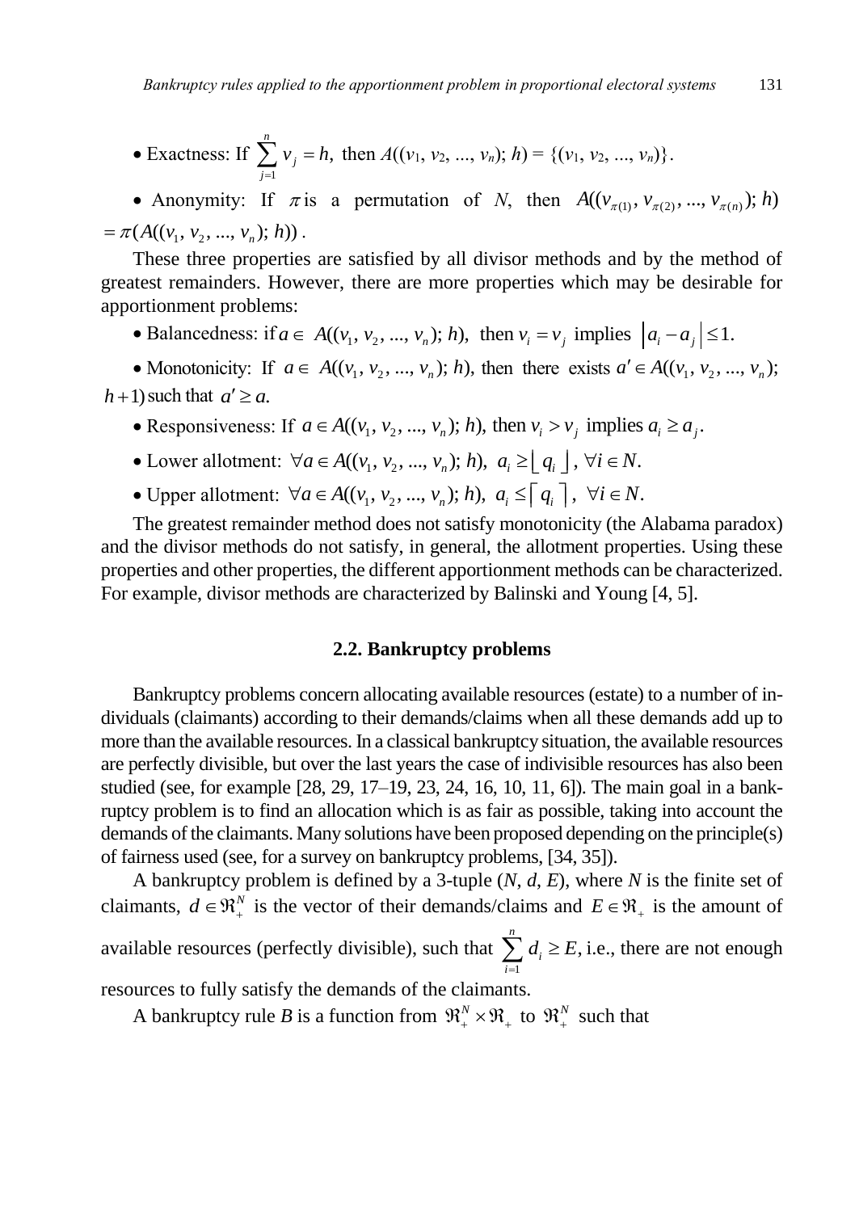- Exactness: If $\sum_{j=1}^{n} v_j = h$, then $A((v_1, v_2, ..., v_n); h) = \{(v_1, v_2, ..., v_n)\}$.
- Anonymity: If $\pi$ is a permutation of $N$, then $A((v_{\pi(1)}, v_{\pi(2)}, ..., v_{\pi(n)}); h) = \pi(A((v_1, v_2, ..., v_n); h))$.

These three properties are satisfied by all divisor methods and by the method of greatest remainders. However, there are more properties which may be desirable for apportionment problems:

- Balancedness: if $a \in A((v_1, v_2, ..., v_n); h)$, then $v_i = v_j$ implies $|a_i - a_j| \leq 1$.
- Monotonicity: If $a \in A((v_1, v_2, ..., v_n); h)$, then there exists $a' \in A((v_1, v_2, ..., v_n); h+1)$ such that $a' \geq a$.
- Responsiveness: If $a \in A((v_1, v_2, ..., v_n); h)$, then $v_i > v_j$ implies $a_i \geq a_j$.
- Lower allotment: $\forall a \in A((v_1, v_2, ..., v_n); h)$, $a_i \geq \lfloor q_i \rfloor$, $\forall i \in N$.
- Upper allotment: $\forall a \in A((v_1, v_2, ..., v_n); h)$, $a_i \leq \lceil q_i \rceil$, $\forall i \in N$.

The greatest remainder method does not satisfy monotonicity (the Alabama paradox) and the divisor methods do not satisfy, in general, the allotment properties. Using these properties and other properties, the different apportionment methods can be characterized. For example, divisor methods are characterized by Balinski and Young [4, 5].

### 2.2. Bankruptcy problems

Bankruptcy problems concern allocating available resources (estate) to a number of individuals (claimants) according to their demands/claims when all these demands add up to more than the available resources. In a classical bankruptcy situation, the available resources are perfectly divisible, but over the last years the case of indivisible resources has also been studied (see, for example [28, 29, 17–19, 23, 24, 16, 10, 11, 6]). The main goal in a bankruptcy problem is to find an allocation which is as fair as possible, taking into account the demands of the claimants. Many solutions have been proposed depending on the principle(s) of fairness used (see, for a survey on bankruptcy problems, [34, 35]).

A bankruptcy problem is defined by a 3-tuple $(N, d, E)$, where $N$ is the finite set of claimants, $d \in \Re_+^N$ is the vector of their demands/claims and $E \in \Re_+$ is the amount of available resources (perfectly divisible), such that $\sum_{i=1}^{n} d_i \geq E$, i.e., there are not enough resources to fully satisfy the demands of the claimants.

A bankruptcy rule $B$ is a function from $\Re_+^N \times \Re_+$ to $\Re_+^N$ such that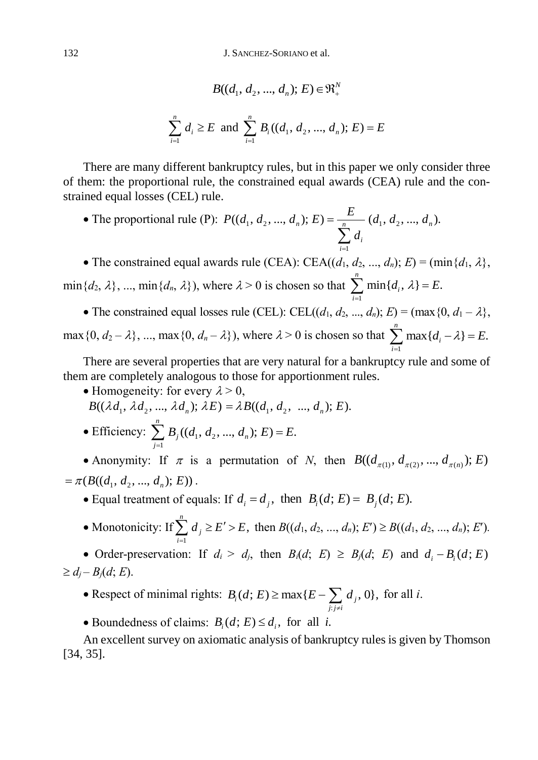$$B((d_1, d_2, ..., d_n); E) \in \Re_+^N$$

$$\sum_{i=1}^{n} d_i \geq E \text{ and } \sum_{i=1}^{n} B_i((d_1, d_2, ..., d_n); E) = E$$

There are many different bankruptcy rules, but in this paper we only consider three of them: the proportional rule, the constrained equal awards (CEA) rule and the constrained equal losses (CEL) rule.

- The proportional rule (P): $P((d_1, d_2, ..., d_n); E) = \dfrac{E}{\sum_{i=1}^{n} d_i}(d_1, d_2, ..., d_n).$

- The constrained equal awards rule (CEA): CEA$((d_1, d_2, ..., d_n); E) = (\min\{d_1, \lambda\},$ $\min\{d_2, \lambda\}, ..., \min\{d_n, \lambda\})$, where $\lambda > 0$ is chosen so that $\sum_{i=1}^{n} \min\{d_i, \lambda\} = E.$

- The constrained equal losses rule (CEL): CEL$((d_1, d_2, ..., d_n); E) = (\max\{0, d_1 - \lambda\},$ $\max\{0, d_2 - \lambda\}, ..., \max\{0, d_n - \lambda\})$, where $\lambda > 0$ is chosen so that $\sum_{i=1}^{n} \max\{d_i - \lambda\} = E.$

There are several properties that are very natural for a bankruptcy rule and some of them are completely analogous to those for apportionment rules.

- Homogeneity: for every $\lambda > 0$,
  $B((\lambda d_1, \lambda d_2, ..., \lambda d_n); \lambda E) = \lambda B((d_1, d_2, ..., d_n); E).$

- Efficiency: $\sum_{j=1}^{n} B_j((d_1, d_2, ..., d_n); E) = E.$

- Anonymity: If $\pi$ is a permutation of $N$, then $B((d_{\pi(1)}, d_{\pi(2)}, ..., d_{\pi(n)}); E)$ $= \pi(B((d_1, d_2, ..., d_n); E))$.

- Equal treatment of equals: If $d_i = d_j$, then $B_i(d; E) = B_j(d; E).$

- Monotonicity: If $\sum_{i=1}^{n} d_j \geq E' > E$, then $B((d_1, d_2, ..., d_n); E') \geq B((d_1, d_2, ..., d_n); E').$

- Order-preservation: If $d_i > d_j$, then $B_i(d; E) \geq B_j(d; E)$ and $d_i - B_i(d; E)$ $\geq d_j - B_j(d; E).$

- Respect of minimal rights: $B_i(d; E) \geq \max\{E - \sum_{j:j \neq i} d_j, 0\}$, for all $i$.

- Boundedness of claims: $B_i(d; E) \leq d_i$, for all $i$.

An excellent survey on axiomatic analysis of bankruptcy rules is given by Thomson [34, 35].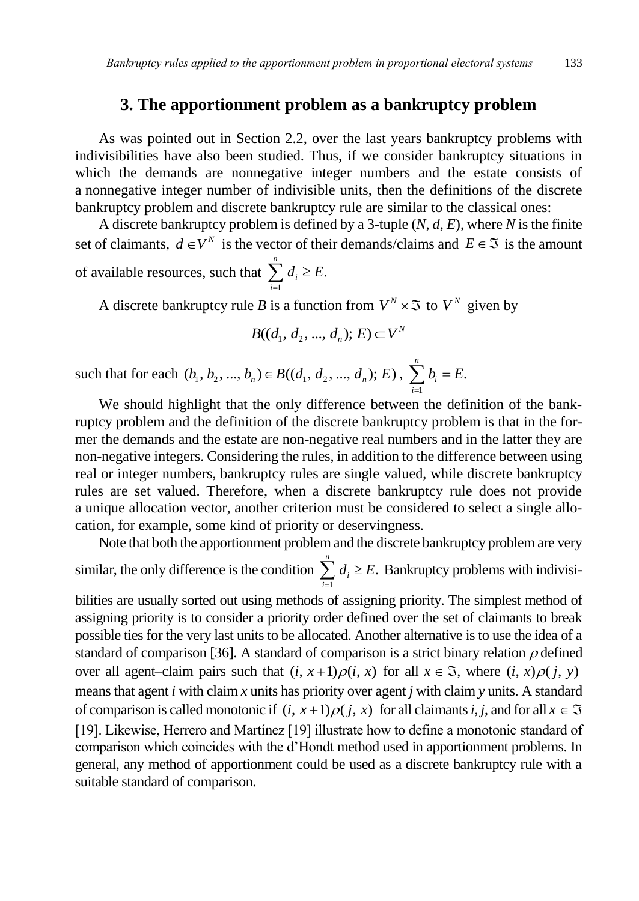## 3. The apportionment problem as a bankruptcy problem

As was pointed out in Section 2.2, over the last years bankruptcy problems with indivisibilities have also been studied. Thus, if we consider bankruptcy situations in which the demands are nonnegative integer numbers and the estate consists of a nonnegative integer number of indivisible units, then the definitions of the discrete bankruptcy problem and discrete bankruptcy rule are similar to the classical ones:

A discrete bankruptcy problem is defined by a 3-tuple $(N, d, E)$, where $N$ is the finite set of claimants, $d \in V^N$ is the vector of their demands/claims and $E \in \Im$ is the amount of available resources, such that $\sum_{i=1}^{n} d_i \geq E.$

A discrete bankruptcy rule $B$ is a function from $V^N \times \Im$ to $V^N$ given by

$$B((d_1, d_2, ..., d_n); E) \subset V^N$$

such that for each $(b_1, b_2, ..., b_n) \in B((d_1, d_2, ..., d_n); E)$, $\sum_{i=1}^{n} b_i = E.$

We should highlight that the only difference between the definition of the bankruptcy problem and the definition of the discrete bankruptcy problem is that in the former the demands and the estate are non-negative real numbers and in the latter they are non-negative integers. Considering the rules, in addition to the difference between using real or integer numbers, bankruptcy rules are single valued, while discrete bankruptcy rules are set valued. Therefore, when a discrete bankruptcy rule does not provide a unique allocation vector, another criterion must be considered to select a single allocation, for example, some kind of priority or deservingness.

Note that both the apportionment problem and the discrete bankruptcy problem are very similar, the only difference is the condition $\sum_{i=1}^{n} d_i \geq E.$ Bankruptcy problems with indivisibilities are usually sorted out using methods of assigning priority. The simplest method of assigning priority is to consider a priority order defined over the set of claimants to break possible ties for the very last units to be allocated. Another alternative is to use the idea of a standard of comparison [36]. A standard of comparison is a strict binary relation $\rho$ defined over all agent–claim pairs such that $(i, x+1)\rho(i, x)$ for all $x \in \Im$, where $(i, x)\rho(j, y)$ means that agent $i$ with claim $x$ units has priority over agent $j$ with claim $y$ units. A standard of comparison is called monotonic if $(i, x+1)\rho(j, x)$ for all claimants $i, j$, and for all $x \in \Im$ [19]. Likewise, Herrero and Martínez [19] illustrate how to define a monotonic standard of comparison which coincides with the d'Hondt method used in apportionment problems. In general, any method of apportionment could be used as a discrete bankruptcy rule with a suitable standard of comparison.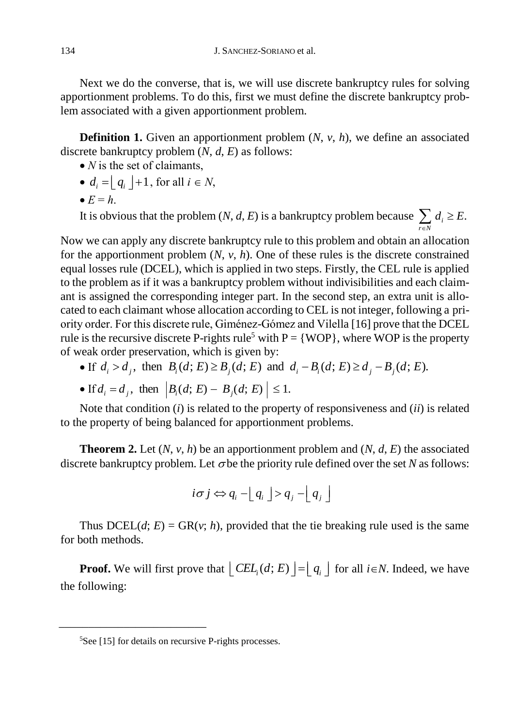Next we do the converse, that is, we will use discrete bankruptcy rules for solving apportionment problems. To do this, first we must define the discrete bankruptcy problem associated with a given apportionment problem.

**Definition 1.** Given an apportionment problem ($N$, $v$, $h$), we define an associated discrete bankruptcy problem ($N$, $d$, $E$) as follows:

- $N$ is the set of claimants,
- $d_i = \lfloor q_i \rfloor + 1$, for all $i \in N$,
- $E = h$.

It is obvious that the problem ($N$, $d$, $E$) is a bankruptcy problem because $\sum_{r \in N} d_i \geq E$.

Now we can apply any discrete bankruptcy rule to this problem and obtain an allocation for the apportionment problem ($N$, $v$, $h$). One of these rules is the discrete constrained equal losses rule (DCEL), which is applied in two steps. Firstly, the CEL rule is applied to the problem as if it was a bankruptcy problem without indivisibilities and each claimant is assigned the corresponding integer part. In the second step, an extra unit is allocated to each claimant whose allocation according to CEL is not integer, following a priority order. For this discrete rule, Giménez-Gómez and Vilella [16] prove that the DCEL rule is the recursive discrete P-rights rule[5] with P = {WOP}, where WOP is the property of weak order preservation, which is given by:

- If $d_i > d_j$, then $B_i(d;E) \geq B_j(d;E)$ and $d_i - B_i(d;E) \geq d_j - B_j(d;E)$.
- If $d_i = d_j$, then $\left| B_i(d;E) - B_j(d;E) \right| \leq 1$.

Note that condition ($i$) is related to the property of responsiveness and ($ii$) is related to the property of being balanced for apportionment problems.

**Theorem 2.** Let ($N$, $v$, $h$) be an apportionment problem and ($N$, $d$, $E$) the associated discrete bankruptcy problem. Let $\sigma$ be the priority rule defined over the set $N$ as follows:

$$i \sigma j \Leftrightarrow q_i - \lfloor q_i \rfloor > q_j - \lfloor q_j \rfloor$$

Thus DCEL($d$; $E$) = GR($v$; $h$), provided that the tie breaking rule used is the same for both methods.

**Proof.** We will first prove that $\lfloor CEL_i(d;E) \rfloor = \lfloor q_i \rfloor$ for all $i \in N$. Indeed, we have the following:

[5] See [15] for details on recursive P-rights processes.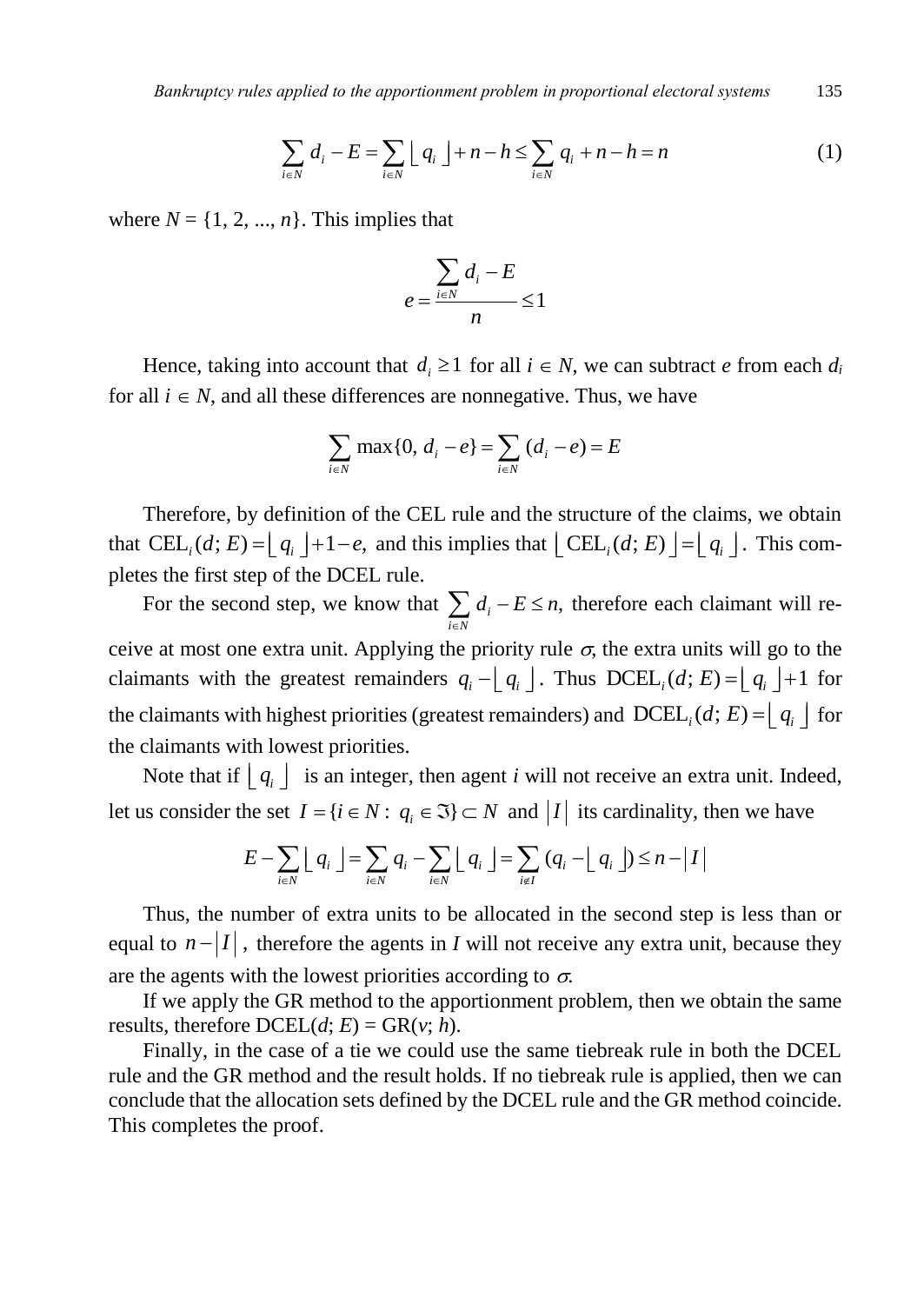$$\sum_{i \in N} d_i - E = \sum_{i \in N} \lfloor q_i \rfloor + n - h \leq \sum_{i \in N} q_i + n - h = n \tag{1}$$

where $N = \{1, 2, ..., n\}$. This implies that

$$e = \frac{\sum_{i \in N} d_i - E}{n} \leq 1$$

Hence, taking into account that $d_i \geq 1$ for all $i \in N$, we can subtract $e$ from each $d_i$ for all $i \in N$, and all these differences are nonnegative. Thus, we have

$$\sum_{i \in N} \max\{0,\, d_i - e\} = \sum_{i \in N} (d_i - e) = E$$

Therefore, by definition of the CEL rule and the structure of the claims, we obtain that $\text{CEL}_i(d;\, E) = \lfloor q_i \rfloor + 1 - e,$ and this implies that $\lfloor \text{CEL}_i(d;\, E) \rfloor = \lfloor q_i \rfloor$. This completes the first step of the DCEL rule.

For the second step, we know that $\sum_{i \in N} d_i - E \leq n,$ therefore each claimant will receive at most one extra unit. Applying the priority rule $\sigma$, the extra units will go to the claimants with the greatest remainders $q_i - \lfloor q_i \rfloor$. Thus $\text{DCEL}_i(d;\, E) = \lfloor q_i \rfloor + 1$ for the claimants with highest priorities (greatest remainders) and $\text{DCEL}_i(d;\, E) = \lfloor q_i \rfloor$ for the claimants with lowest priorities.

Note that if $\lfloor q_i \rfloor$ is an integer, then agent $i$ will not receive an extra unit. Indeed, let us consider the set $I = \{i \in N:\, q_i \in \Im\} \subset N$ and $|I|$ its cardinality, then we have

$$E - \sum_{i \in N} \lfloor q_i \rfloor = \sum_{i \in N} q_i - \sum_{i \in N} \lfloor q_i \rfloor = \sum_{i \notin I} (q_i - \lfloor q_i \rfloor) \leq n - |I|$$

Thus, the number of extra units to be allocated in the second step is less than or equal to $n - |I|$, therefore the agents in $I$ will not receive any extra unit, because they are the agents with the lowest priorities according to $\sigma$.

If we apply the GR method to the apportionment problem, then we obtain the same results, therefore DCEL($d$; $E$) = GR($v$; $h$).

Finally, in the case of a tie we could use the same tiebreak rule in both the DCEL rule and the GR method and the result holds. If no tiebreak rule is applied, then we can conclude that the allocation sets defined by the DCEL rule and the GR method coincide. This completes the proof.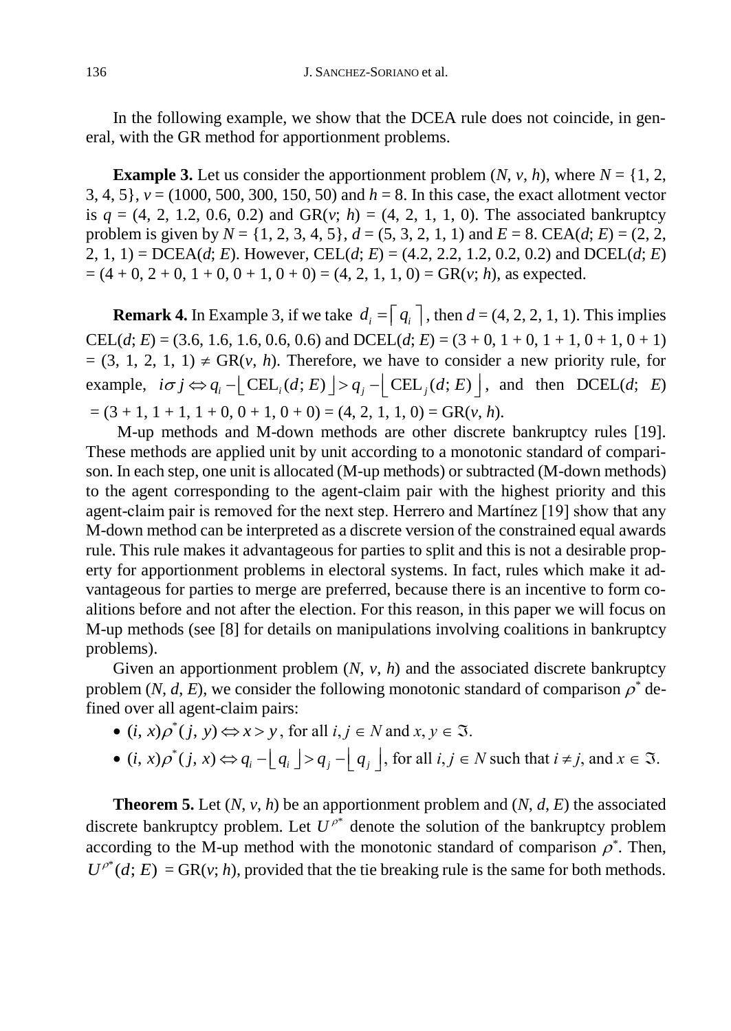In the following example, we show that the DCEA rule does not coincide, in general, with the GR method for apportionment problems.

**Example 3.** Let us consider the apportionment problem $(N, v, h)$, where $N = \{1, 2, 3, 4, 5\}$, $v = (1000, 500, 300, 150, 50)$ and $h = 8$. In this case, the exact allotment vector is $q = (4, 2, 1.2, 0.6, 0.2)$ and $\text{GR}(v; h) = (4, 2, 1, 1, 0)$. The associated bankruptcy problem is given by $N = \{1, 2, 3, 4, 5\}$, $d = (5, 3, 2, 1, 1)$ and $E = 8$. $\text{CEA}(d; E) = (2, 2, 2, 1, 1) = \text{DCEA}(d; E)$. However, $\text{CEL}(d; E) = (4.2, 2.2, 1.2, 0.2, 0.2)$ and $\text{DCEL}(d; E) = (4 + 0, 2 + 0, 1 + 0, 0 + 1, 0 + 0) = (4, 2, 1, 1, 0) = \text{GR}(v; h)$, as expected.

**Remark 4.** In Example 3, if we take $d_i = \lceil q_i \rceil$, then $d = (4, 2, 2, 1, 1)$. This implies $\text{CEL}(d; E) = (3.6, 1.6, 1.6, 0.6, 0.6)$ and $\text{DCEL}(d; E) = (3 + 0, 1 + 0, 1 + 1, 0 + 1, 0 + 1) = (3, 1, 2, 1, 1) \neq \text{GR}(v, h)$. Therefore, we have to consider a new priority rule, for example, $i \sigma j \Leftrightarrow q_i - \lfloor \text{CEL}_i(d; E) \rfloor > q_j - \lfloor \text{CEL}_j(d; E) \rfloor$, and then $\text{DCEL}(d; E) = (3 + 1, 1 + 1, 1 + 0, 0 + 1, 0 + 0) = (4, 2, 1, 1, 0) = \text{GR}(v, h)$.

M-up methods and M-down methods are other discrete bankruptcy rules [19]. These methods are applied unit by unit according to a monotonic standard of comparison. In each step, one unit is allocated (M-up methods) or subtracted (M-down methods) to the agent corresponding to the agent-claim pair with the highest priority and this agent-claim pair is removed for the next step. Herrero and Martínez [19] show that any M-down method can be interpreted as a discrete version of the constrained equal awards rule. This rule makes it advantageous for parties to split and this is not a desirable property for apportionment problems in electoral systems. In fact, rules which make it advantageous for parties to merge are preferred, because there is an incentive to form coalitions before and not after the election. For this reason, in this paper we will focus on M-up methods (see [8] for details on manipulations involving coalitions in bankruptcy problems).

Given an apportionment problem $(N, v, h)$ and the associated discrete bankruptcy problem $(N, d, E)$, we consider the following monotonic standard of comparison $\rho^*$ defined over all agent-claim pairs:

- $(i, x)\rho^*(j, y) \Leftrightarrow x > y$, for all $i, j \in N$ and $x, y \in \mathfrak{I}$.
- $(i, x)\rho^*(j, x) \Leftrightarrow q_i - \lfloor q_i \rfloor > q_j - \lfloor q_j \rfloor$, for all $i, j \in N$ such that $i \neq j$, and $x \in \mathfrak{I}$.

**Theorem 5.** Let $(N, v, h)$ be an apportionment problem and $(N, d, E)$ the associated discrete bankruptcy problem. Let $U^{\rho^*}$ denote the solution of the bankruptcy problem according to the M-up method with the monotonic standard of comparison $\rho^*$. Then, $U^{\rho^*}(d; E) = \text{GR}(v; h)$, provided that the tie breaking rule is the same for both methods.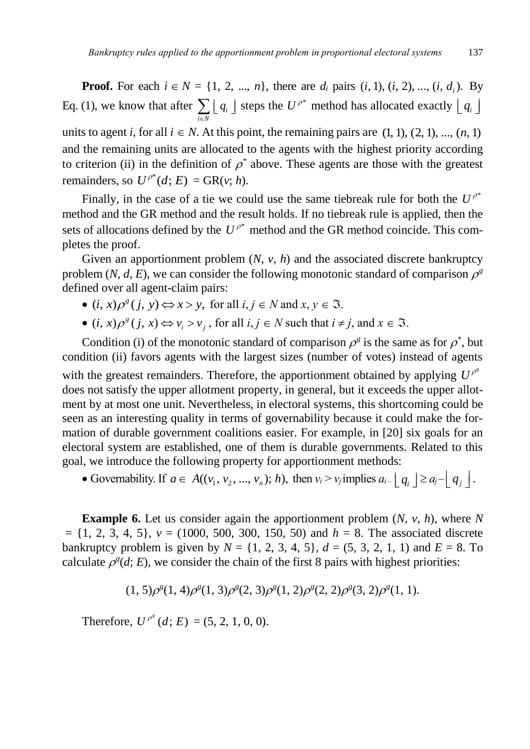**Proof.** For each $i \in N = \{1, 2, ..., n\}$, there are $d_i$ pairs $(i, 1), (i, 2), ..., (i, d_i)$. By Eq. (1), we know that after $\sum_{i \in N} \lfloor q_i \rfloor$ steps the $U^{\rho^*}$ method has allocated exactly $\lfloor q_i \rfloor$ units to agent $i$, for all $i \in N$. At this point, the remaining pairs are $(1, 1), (2, 1), ..., (n, 1)$ and the remaining units are allocated to the agents with the highest priority according to criterion (ii) in the definition of $\rho^*$ above. These agents are those with the greatest remainders, so $U^{\rho^*}(d; E) = \mathrm{GR}(v; h)$.

Finally, in the case of a tie we could use the same tiebreak rule for both the $U^{\rho^*}$ method and the GR method and the result holds. If no tiebreak rule is applied, then the sets of allocations defined by the $U^{\rho^*}$ method and the GR method coincide. This completes the proof.

Given an apportionment problem $(N, v, h)$ and the associated discrete bankruptcy problem $(N, d, E)$, we can consider the following monotonic standard of comparison $\rho^g$ defined over all agent-claim pairs:

- $(i, x)\rho^g(j, y) \Leftrightarrow x > y$, for all $i, j \in N$ and $x, y \in \Im$.
- $(i, x)\rho^g(j, x) \Leftrightarrow v_i > v_j$, for all $i, j \in N$ such that $i \neq j$, and $x \in \Im$.

Condition (i) of the monotonic standard of comparison $\rho^g$ is the same as for $\rho^*$, but condition (ii) favors agents with the largest sizes (number of votes) instead of agents with the greatest remainders. Therefore, the apportionment obtained by applying $U^{\rho^g}$ does not satisfy the upper allotment property, in general, but it exceeds the upper allotment by at most one unit. Nevertheless, in electoral systems, this shortcoming could be seen as an interesting quality in terms of governability because it could make the formation of durable government coalitions easier. For example, in [20] six goals for an electoral system are established, one of them is durable governments. Related to this goal, we introduce the following property for apportionment methods:

- Governability. If $a \in A((v_1, v_2, ..., v_n); h)$, then $v_i > v_j$ implies $a_i - \lfloor q_i \rfloor \geq a_j - \lfloor q_j \rfloor$.

**Example 6.** Let us consider again the apportionment problem $(N, v, h)$, where $N = \{1, 2, 3, 4, 5\}$, $v = (1000, 500, 300, 150, 50)$ and $h = 8$. The associated discrete bankruptcy problem is given by $N = \{1, 2, 3, 4, 5\}$, $d = (5, 3, 2, 1, 1)$ and $E = 8$. To calculate $\rho^g(d; E)$, we consider the chain of the first 8 pairs with highest priorities:

$$(1, 5)\rho^g(1, 4)\rho^g(1, 3)\rho^g(2, 3)\rho^g(1, 2)\rho^g(2, 2)\rho^g(3, 2)\rho^g(1, 1).$$

Therefore, $U^{\rho^g}(d; E) = (5, 2, 1, 0, 0)$.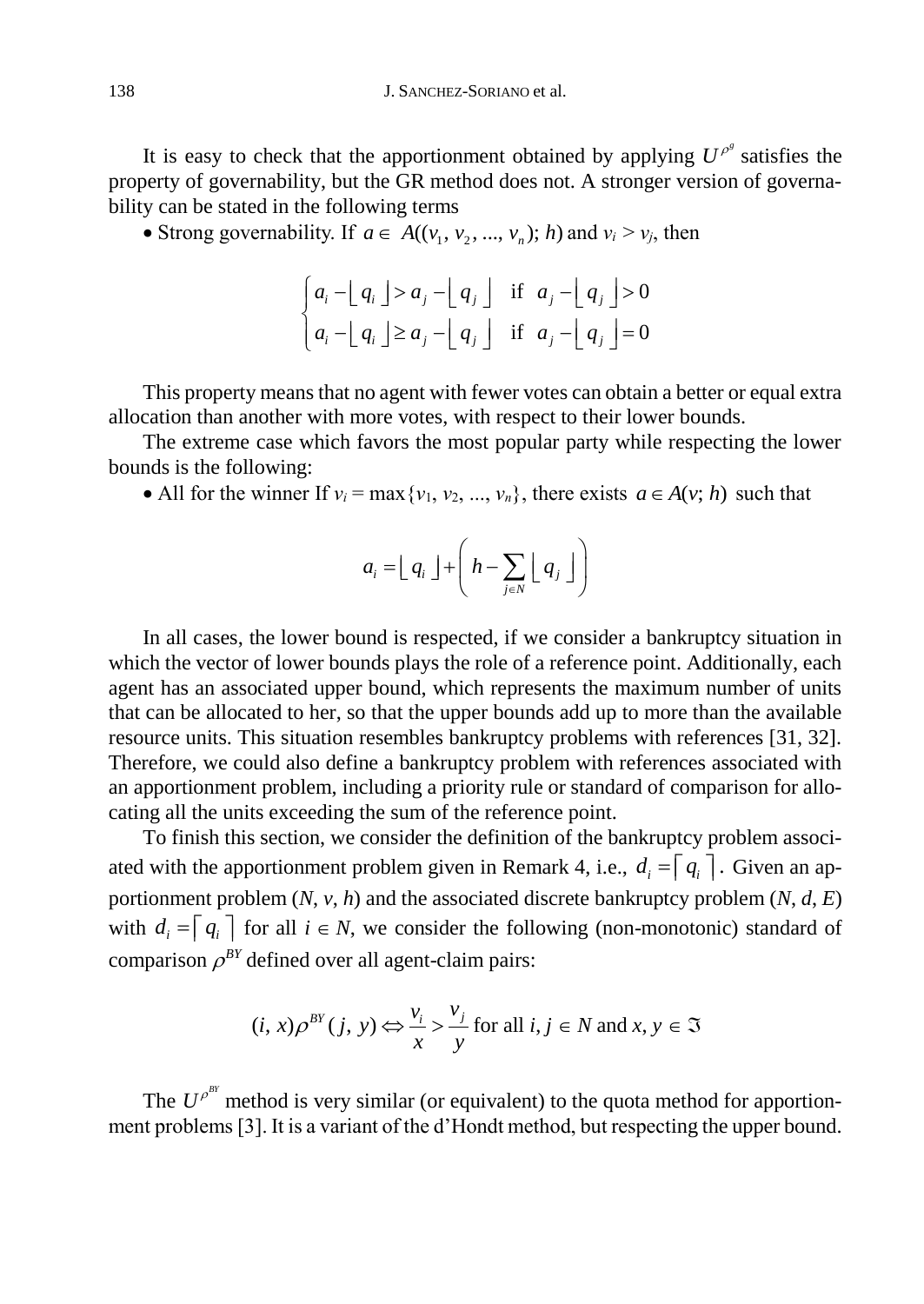It is easy to check that the apportionment obtained by applying $U^{\rho^g}$ satisfies the property of governability, but the GR method does not. A stronger version of governability can be stated in the following terms

- Strong governability. If $a \in A((v_1, v_2, ..., v_n); h)$ and $v_i > v_j$, then

$$\begin{cases} a_i - \lfloor q_i \rfloor > a_j - \lfloor q_j \rfloor & \text{if } a_j - \lfloor q_j \rfloor > 0 \\ a_i - \lfloor q_i \rfloor \geq a_j - \lfloor q_j \rfloor & \text{if } a_j - \lfloor q_j \rfloor = 0 \end{cases}$$

This property means that no agent with fewer votes can obtain a better or equal extra allocation than another with more votes, with respect to their lower bounds.

The extreme case which favors the most popular party while respecting the lower bounds is the following:

- All for the winner If $v_i = \max\{v_1, v_2, ..., v_n\}$, there exists $a \in A(v; h)$ such that

$$a_i = \lfloor q_i \rfloor + \left( h - \sum_{j \in N} \lfloor q_j \rfloor \right)$$

In all cases, the lower bound is respected, if we consider a bankruptcy situation in which the vector of lower bounds plays the role of a reference point. Additionally, each agent has an associated upper bound, which represents the maximum number of units that can be allocated to her, so that the upper bounds add up to more than the available resource units. This situation resembles bankruptcy problems with references [31, 32]. Therefore, we could also define a bankruptcy problem with references associated with an apportionment problem, including a priority rule or standard of comparison for allocating all the units exceeding the sum of the reference point.

To finish this section, we consider the definition of the bankruptcy problem associated with the apportionment problem given in Remark 4, i.e., $d_i = \lceil q_i \rceil$. Given an apportionment problem $(N, v, h)$ and the associated discrete bankruptcy problem $(N, d, E)$ with $d_i = \lceil q_i \rceil$ for all $i \in N$, we consider the following (non-monotonic) standard of comparison $\rho^{BY}$ defined over all agent-claim pairs:

$$(i, x)\rho^{BY}(j, y) \Leftrightarrow \frac{v_i}{x} > \frac{v_j}{y} \text{ for all } i, j \in N \text{ and } x, y \in \mathfrak{I}$$

The $U^{\rho^{BY}}$ method is very similar (or equivalent) to the quota method for apportionment problems [3]. It is a variant of the d'Hondt method, but respecting the upper bound.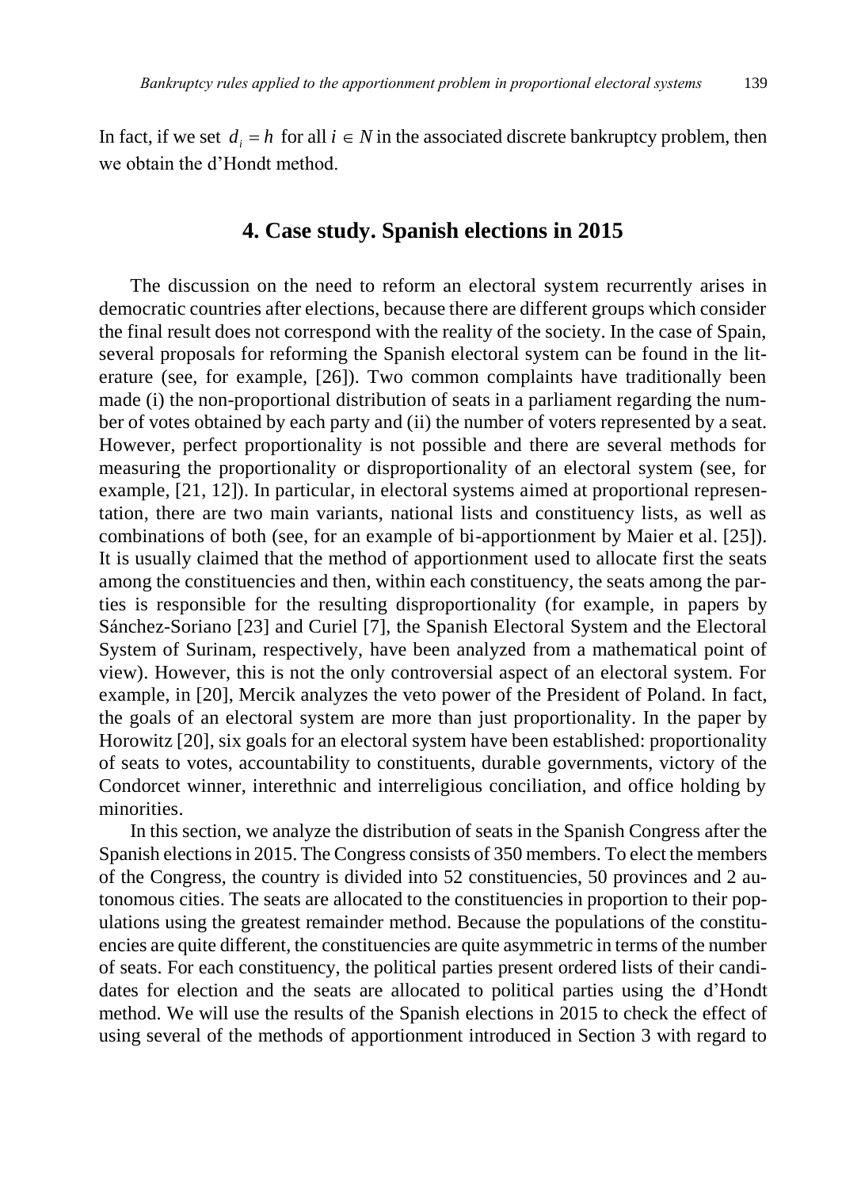In fact, if we set $d_i = h$ for all $i \in N$ in the associated discrete bankruptcy problem, then we obtain the d'Hondt method.

## 4. Case study. Spanish elections in 2015

The discussion on the need to reform an electoral system recurrently arises in democratic countries after elections, because there are different groups which consider the final result does not correspond with the reality of the society. In the case of Spain, several proposals for reforming the Spanish electoral system can be found in the literature (see, for example, [26]). Two common complaints have traditionally been made (i) the non-proportional distribution of seats in a parliament regarding the number of votes obtained by each party and (ii) the number of voters represented by a seat. However, perfect proportionality is not possible and there are several methods for measuring the proportionality or disproportionality of an electoral system (see, for example, [21, 12]). In particular, in electoral systems aimed at proportional representation, there are two main variants, national lists and constituency lists, as well as combinations of both (see, for an example of bi-apportionment by Maier et al. [25]). It is usually claimed that the method of apportionment used to allocate first the seats among the constituencies and then, within each constituency, the seats among the parties is responsible for the resulting disproportionality (for example, in papers by Sánchez-Soriano [23] and Curiel [7], the Spanish Electoral System and the Electoral System of Surinam, respectively, have been analyzed from a mathematical point of view). However, this is not the only controversial aspect of an electoral system. For example, in [20], Mercik analyzes the veto power of the President of Poland. In fact, the goals of an electoral system are more than just proportionality. In the paper by Horowitz [20], six goals for an electoral system have been established: proportionality of seats to votes, accountability to constituents, durable governments, victory of the Condorcet winner, interethnic and interreligious conciliation, and office holding by minorities.

In this section, we analyze the distribution of seats in the Spanish Congress after the Spanish elections in 2015. The Congress consists of 350 members. To elect the members of the Congress, the country is divided into 52 constituencies, 50 provinces and 2 autonomous cities. The seats are allocated to the constituencies in proportion to their populations using the greatest remainder method. Because the populations of the constituencies are quite different, the constituencies are quite asymmetric in terms of the number of seats. For each constituency, the political parties present ordered lists of their candidates for election and the seats are allocated to political parties using the d'Hondt method. We will use the results of the Spanish elections in 2015 to check the effect of using several of the methods of apportionment introduced in Section 3 with regard to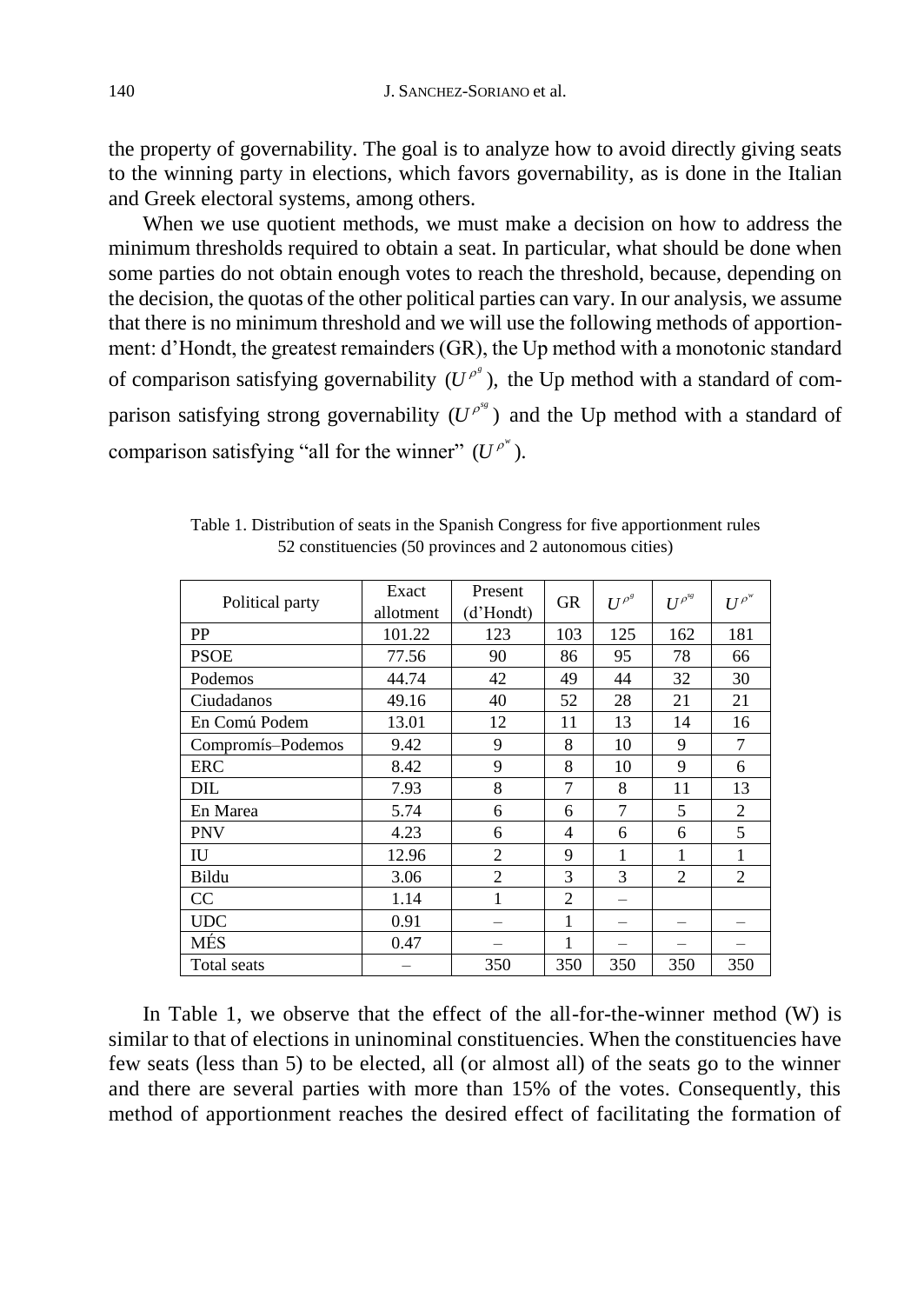the property of governability. The goal is to analyze how to avoid directly giving seats to the winning party in elections, which favors governability, as is done in the Italian and Greek electoral systems, among others.

When we use quotient methods, we must make a decision on how to address the minimum thresholds required to obtain a seat. In particular, what should be done when some parties do not obtain enough votes to reach the threshold, because, depending on the decision, the quotas of the other political parties can vary. In our analysis, we assume that there is no minimum threshold and we will use the following methods of apportionment: d'Hondt, the greatest remainders (GR), the Up method with a monotonic standard of comparison satisfying governability $(U^{\rho^g})$, the Up method with a standard of comparison satisfying strong governability $(U^{\rho^{sg}})$ and the Up method with a standard of comparison satisfying "all for the winner" $(U^{\rho^w})$.

Table 1. Distribution of seats in the Spanish Congress for five apportionment rules
52 constituencies (50 provinces and 2 autonomous cities)

| Political party | Exact allotment | Present (d'Hondt) | GR | $U^{\rho^g}$ | $U^{\rho^{sg}}$ | $U^{\rho^w}$ |
|---|---|---|---|---|---|---|
| PP | 101.22 | 123 | 103 | 125 | 162 | 181 |
| PSOE | 77.56 | 90 | 86 | 95 | 78 | 66 |
| Podemos | 44.74 | 42 | 49 | 44 | 32 | 30 |
| Ciudadanos | 49.16 | 40 | 52 | 28 | 21 | 21 |
| En Comú Podem | 13.01 | 12 | 11 | 13 | 14 | 16 |
| Compromís–Podemos | 9.42 | 9 | 8 | 10 | 9 | 7 |
| ERC | 8.42 | 9 | 8 | 10 | 9 | 6 |
| DIL | 7.93 | 8 | 7 | 8 | 11 | 13 |
| En Marea | 5.74 | 6 | 6 | 7 | 5 | 2 |
| PNV | 4.23 | 6 | 4 | 6 | 6 | 5 |
| IU | 12.96 | 2 | 9 | 1 | 1 | 1 |
| Bildu | 3.06 | 2 | 3 | 3 | 2 | 2 |
| CC | 1.14 | 1 | 2 | – | | |
| UDC | 0.91 | – | 1 | – | – | – |
| MÉS | 0.47 | – | 1 | – | – | – |
| Total seats | – | 350 | 350 | 350 | 350 | 350 |

In Table 1, we observe that the effect of the all-for-the-winner method (W) is similar to that of elections in uninominal constituencies. When the constituencies have few seats (less than 5) to be elected, all (or almost all) of the seats go to the winner and there are several parties with more than 15% of the votes. Consequently, this method of apportionment reaches the desired effect of facilitating the formation of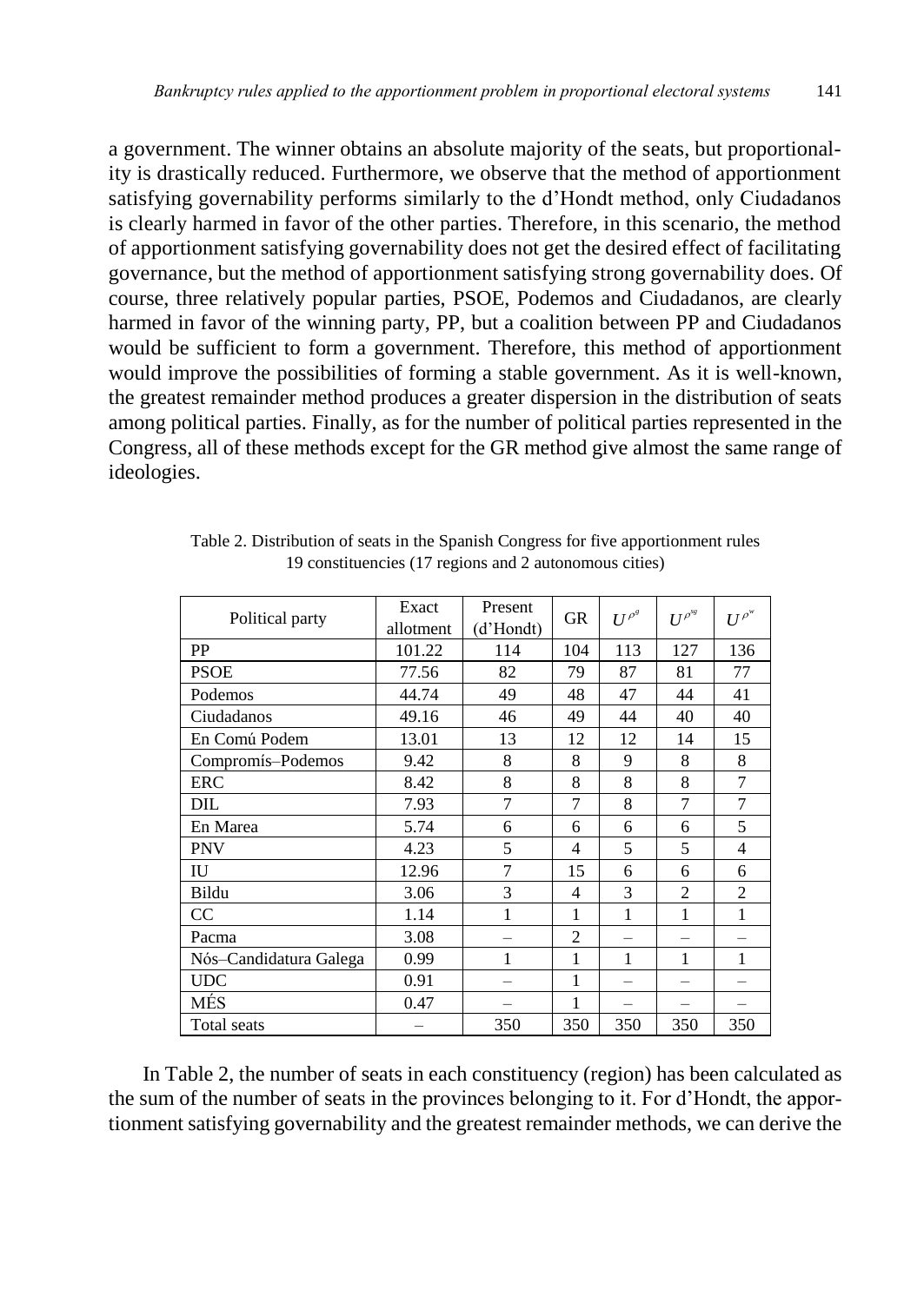a government. The winner obtains an absolute majority of the seats, but proportionality is drastically reduced. Furthermore, we observe that the method of apportionment satisfying governability performs similarly to the d'Hondt method, only Ciudadanos is clearly harmed in favor of the other parties. Therefore, in this scenario, the method of apportionment satisfying governability does not get the desired effect of facilitating governance, but the method of apportionment satisfying strong governability does. Of course, three relatively popular parties, PSOE, Podemos and Ciudadanos, are clearly harmed in favor of the winning party, PP, but a coalition between PP and Ciudadanos would be sufficient to form a government. Therefore, this method of apportionment would improve the possibilities of forming a stable government. As it is well-known, the greatest remainder method produces a greater dispersion in the distribution of seats among political parties. Finally, as for the number of political parties represented in the Congress, all of these methods except for the GR method give almost the same range of ideologies.

Table 2. Distribution of seats in the Spanish Congress for five apportionment rules
19 constituencies (17 regions and 2 autonomous cities)

| Political party | Exact allotment | Present (d'Hondt) | GR | $U^{\rho^g}$ | $U^{\rho^{sg}}$ | $U^{\rho^w}$ |
|---|---|---|---|---|---|---|
| PP | 101.22 | 114 | 104 | 113 | 127 | 136 |
| PSOE | 77.56 | 82 | 79 | 87 | 81 | 77 |
| Podemos | 44.74 | 49 | 48 | 47 | 44 | 41 |
| Ciudadanos | 49.16 | 46 | 49 | 44 | 40 | 40 |
| En Comú Podem | 13.01 | 13 | 12 | 12 | 14 | 15 |
| Compromís–Podemos | 9.42 | 8 | 8 | 9 | 8 | 8 |
| ERC | 8.42 | 8 | 8 | 8 | 8 | 7 |
| DIL | 7.93 | 7 | 7 | 8 | 7 | 7 |
| En Marea | 5.74 | 6 | 6 | 6 | 6 | 5 |
| PNV | 4.23 | 5 | 4 | 5 | 5 | 4 |
| IU | 12.96 | 7 | 15 | 6 | 6 | 6 |
| Bildu | 3.06 | 3 | 4 | 3 | 2 | 2 |
| CC | 1.14 | 1 | 1 | 1 | 1 | 1 |
| Pacma | 3.08 | – | 2 | – | – | – |
| Nós–Candidatura Galega | 0.99 | 1 | 1 | 1 | 1 | 1 |
| UDC | 0.91 | – | 1 | – | – | – |
| MÉS | 0.47 | – | 1 | – | – | – |
| Total seats | – | 350 | 350 | 350 | 350 | 350 |

In Table 2, the number of seats in each constituency (region) has been calculated as the sum of the number of seats in the provinces belonging to it. For d'Hondt, the apportionment satisfying governability and the greatest remainder methods, we can derive the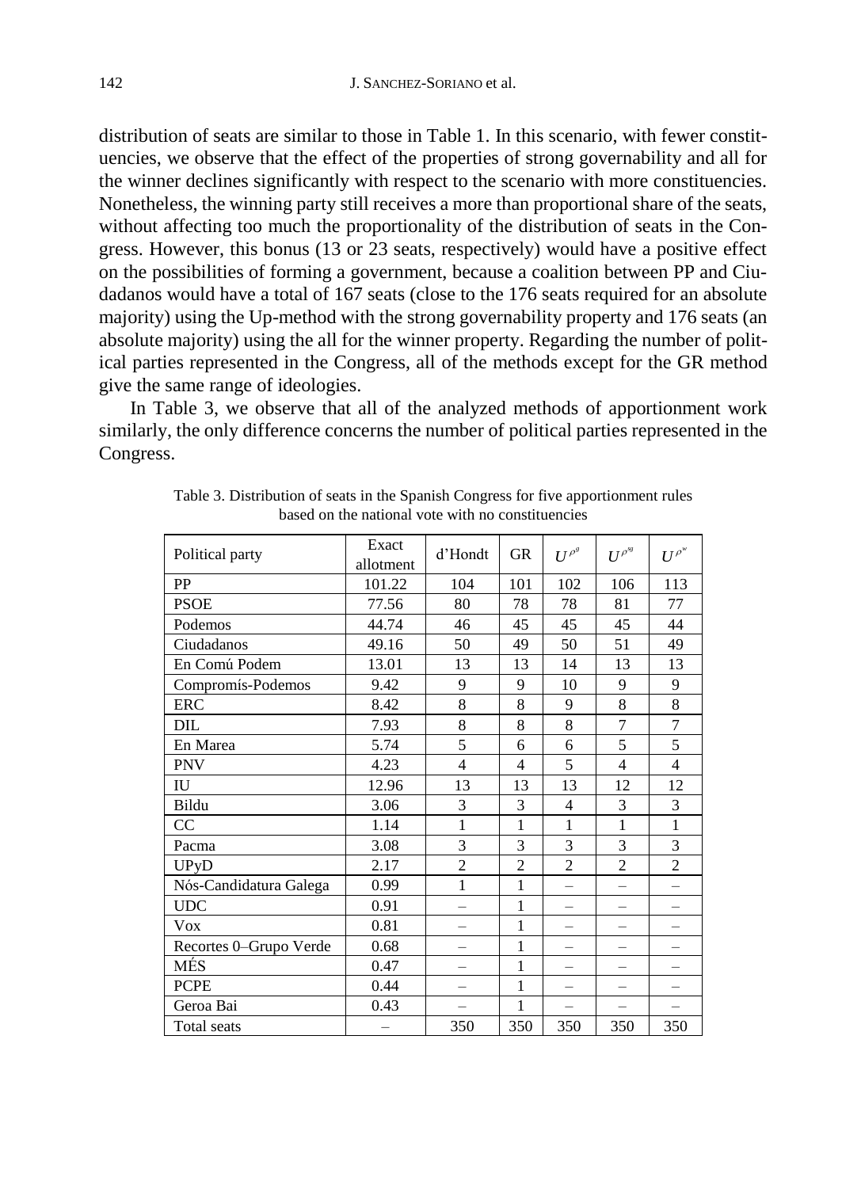distribution of seats are similar to those in Table 1. In this scenario, with fewer constituencies, we observe that the effect of the properties of strong governability and all for the winner declines significantly with respect to the scenario with more constituencies. Nonetheless, the winning party still receives a more than proportional share of the seats, without affecting too much the proportionality of the distribution of seats in the Congress. However, this bonus (13 or 23 seats, respectively) would have a positive effect on the possibilities of forming a government, because a coalition between PP and Ciudadanos would have a total of 167 seats (close to the 176 seats required for an absolute majority) using the Up-method with the strong governability property and 176 seats (an absolute majority) using the all for the winner property. Regarding the number of political parties represented in the Congress, all of the methods except for the GR method give the same range of ideologies.

In Table 3, we observe that all of the analyzed methods of apportionment work similarly, the only difference concerns the number of political parties represented in the Congress.

Table 3. Distribution of seats in the Spanish Congress for five apportionment rules based on the national vote with no constituencies

| Political party | Exact allotment | d'Hondt | GR | $U^{\rho^g}$ | $U^{\rho^{sg}}$ | $U^{\rho^w}$ |
|---|---|---|---|---|---|---|
| PP | 101.22 | 104 | 101 | 102 | 106 | 113 |
| PSOE | 77.56 | 80 | 78 | 78 | 81 | 77 |
| Podemos | 44.74 | 46 | 45 | 45 | 45 | 44 |
| Ciudadanos | 49.16 | 50 | 49 | 50 | 51 | 49 |
| En Comú Podem | 13.01 | 13 | 13 | 14 | 13 | 13 |
| Compromís-Podemos | 9.42 | 9 | 9 | 10 | 9 | 9 |
| ERC | 8.42 | 8 | 8 | 9 | 8 | 8 |
| DIL | 7.93 | 8 | 8 | 8 | 7 | 7 |
| En Marea | 5.74 | 5 | 6 | 6 | 5 | 5 |
| PNV | 4.23 | 4 | 4 | 5 | 4 | 4 |
| IU | 12.96 | 13 | 13 | 13 | 12 | 12 |
| Bildu | 3.06 | 3 | 3 | 4 | 3 | 3 |
| CC | 1.14 | 1 | 1 | 1 | 1 | 1 |
| Pacma | 3.08 | 3 | 3 | 3 | 3 | 3 |
| UPyD | 2.17 | 2 | 2 | 2 | 2 | 2 |
| Nós-Candidatura Galega | 0.99 | 1 | 1 | – | – | – |
| UDC | 0.91 | – | 1 | – | – | – |
| Vox | 0.81 | – | 1 | – | – | – |
| Recortes 0–Grupo Verde | 0.68 | – | 1 | – | – | – |
| MÉS | 0.47 | – | 1 | – | – | – |
| PCPE | 0.44 | – | 1 | – | – | – |
| Geroa Bai | 0.43 | – | 1 | – | – | – |
| Total seats | – | 350 | 350 | 350 | 350 | 350 |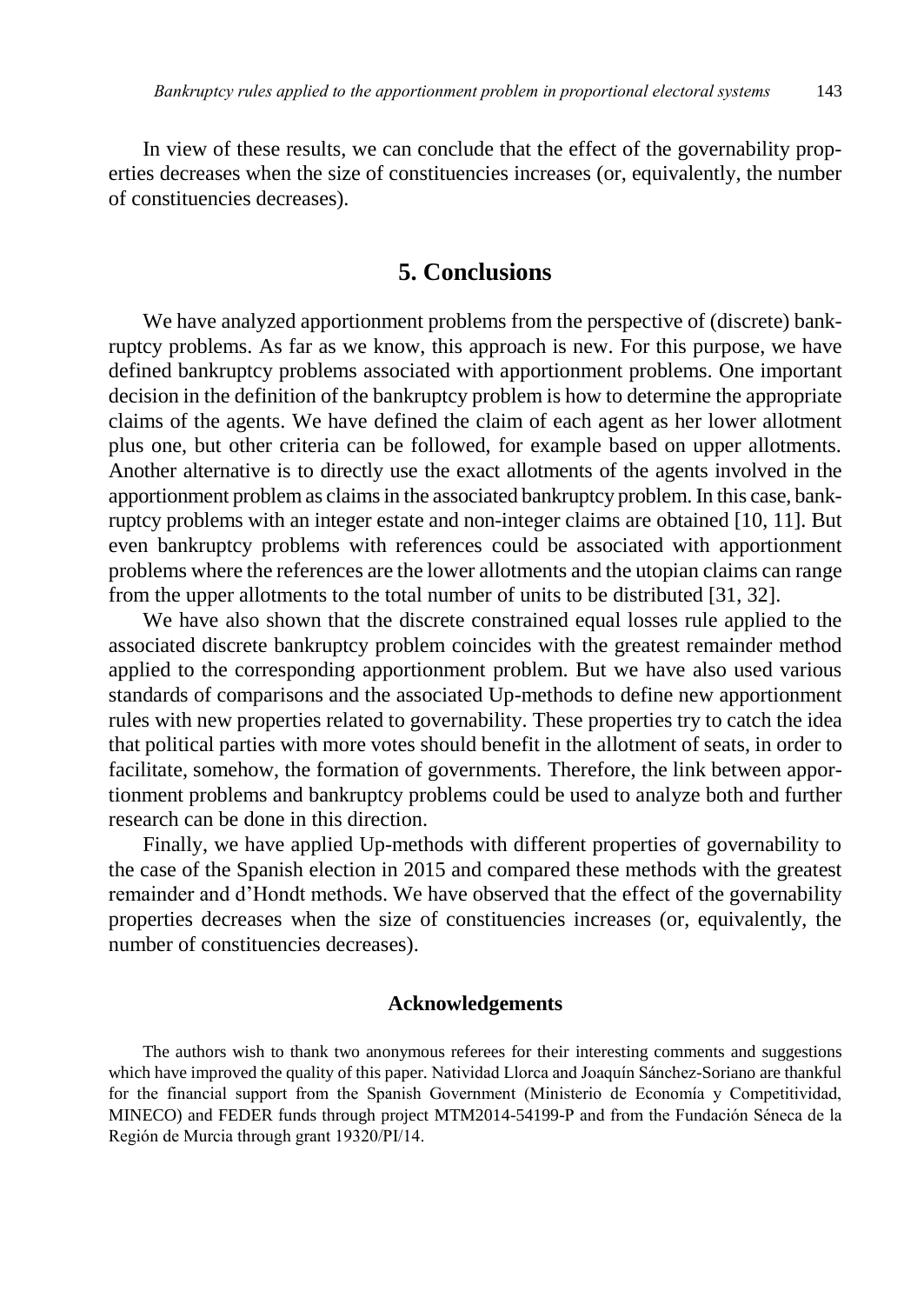In view of these results, we can conclude that the effect of the governability properties decreases when the size of constituencies increases (or, equivalently, the number of constituencies decreases).

## 5. Conclusions

We have analyzed apportionment problems from the perspective of (discrete) bankruptcy problems. As far as we know, this approach is new. For this purpose, we have defined bankruptcy problems associated with apportionment problems. One important decision in the definition of the bankruptcy problem is how to determine the appropriate claims of the agents. We have defined the claim of each agent as her lower allotment plus one, but other criteria can be followed, for example based on upper allotments. Another alternative is to directly use the exact allotments of the agents involved in the apportionment problem as claims in the associated bankruptcy problem. In this case, bankruptcy problems with an integer estate and non-integer claims are obtained [10, 11]. But even bankruptcy problems with references could be associated with apportionment problems where the references are the lower allotments and the utopian claims can range from the upper allotments to the total number of units to be distributed [31, 32].

We have also shown that the discrete constrained equal losses rule applied to the associated discrete bankruptcy problem coincides with the greatest remainder method applied to the corresponding apportionment problem. But we have also used various standards of comparisons and the associated Up-methods to define new apportionment rules with new properties related to governability. These properties try to catch the idea that political parties with more votes should benefit in the allotment of seats, in order to facilitate, somehow, the formation of governments. Therefore, the link between apportionment problems and bankruptcy problems could be used to analyze both and further research can be done in this direction.

Finally, we have applied Up-methods with different properties of governability to the case of the Spanish election in 2015 and compared these methods with the greatest remainder and d'Hondt methods. We have observed that the effect of the governability properties decreases when the size of constituencies increases (or, equivalently, the number of constituencies decreases).

### Acknowledgements

The authors wish to thank two anonymous referees for their interesting comments and suggestions which have improved the quality of this paper. Natividad Llorca and Joaquín Sánchez-Soriano are thankful for the financial support from the Spanish Government (Ministerio de Economía y Competitividad, MINECO) and FEDER funds through project MTM2014-54199-P and from the Fundación Séneca de la Región de Murcia through grant 19320/PI/14.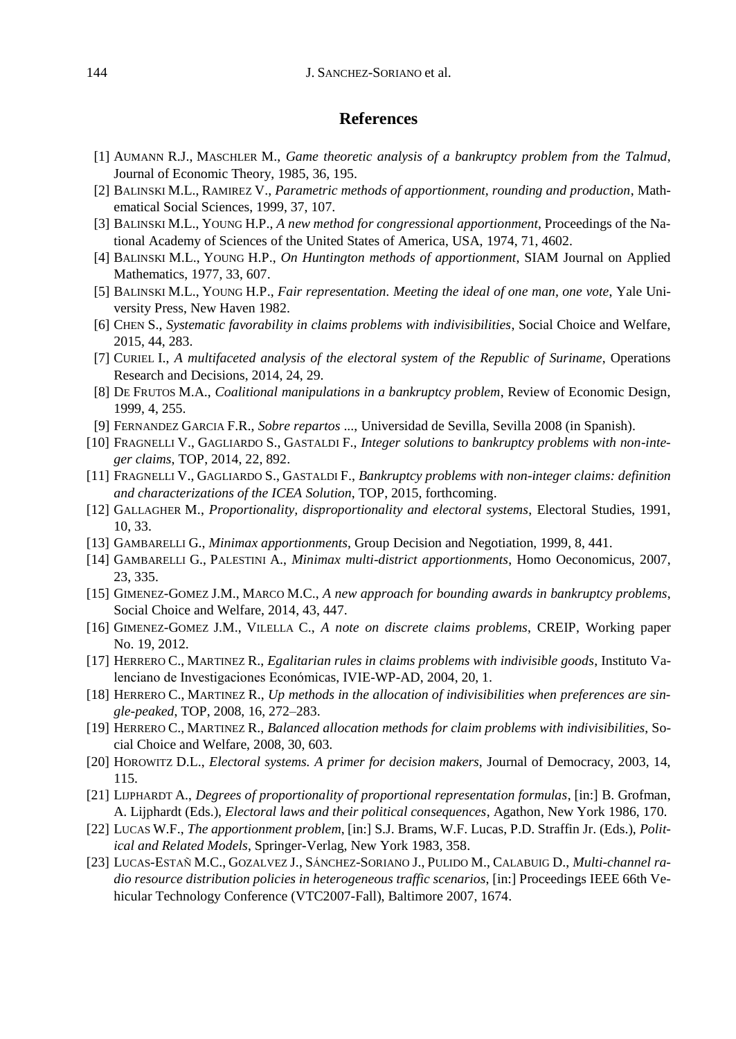## References

[1] AUMANN R.J., MASCHLER M., *Game theoretic analysis of a bankruptcy problem from the Talmud*, Journal of Economic Theory, 1985, 36, 195.

[2] BALINSKI M.L., RAMIREZ V., *Parametric methods of apportionment, rounding and production*, Mathematical Social Sciences, 1999, 37, 107.

[3] BALINSKI M.L., YOUNG H.P., *A new method for congressional apportionment*, Proceedings of the National Academy of Sciences of the United States of America, USA, 1974, 71, 4602.

[4] BALINSKI M.L., YOUNG H.P., *On Huntington methods of apportionment*, SIAM Journal on Applied Mathematics, 1977, 33, 607.

[5] BALINSKI M.L., YOUNG H.P., *Fair representation. Meeting the ideal of one man, one vote*, Yale University Press, New Haven 1982.

[6] CHEN S., *Systematic favorability in claims problems with indivisibilities*, Social Choice and Welfare, 2015, 44, 283.

[7] CURIEL I., *A multifaceted analysis of the electoral system of the Republic of Suriname*, Operations Research and Decisions, 2014, 24, 29.

[8] DE FRUTOS M.A., *Coalitional manipulations in a bankruptcy problem*, Review of Economic Design, 1999, 4, 255.

[9] FERNANDEZ GARCIA F.R., *Sobre repartos ...*, Universidad de Sevilla, Sevilla 2008 (in Spanish).

[10] FRAGNELLI V., GAGLIARDO S., GASTALDI F., *Integer solutions to bankruptcy problems with non-integer claims*, TOP, 2014, 22, 892.

[11] FRAGNELLI V., GAGLIARDO S., GASTALDI F., *Bankruptcy problems with non-integer claims: definition and characterizations of the ICEA Solution*, TOP, 2015, forthcoming.

[12] GALLAGHER M., *Proportionality, disproportionality and electoral systems*, Electoral Studies, 1991, 10, 33.

[13] GAMBARELLI G., *Minimax apportionments*, Group Decision and Negotiation, 1999, 8, 441.

[14] GAMBARELLI G., PALESTINI A., *Minimax multi-district apportionments*, Homo Oeconomicus, 2007, 23, 335.

[15] GIMENEZ-GOMEZ J.M., MARCO M.C., *A new approach for bounding awards in bankruptcy problems*, Social Choice and Welfare, 2014, 43, 447.

[16] GIMENEZ-GOMEZ J.M., VILELLA C., *A note on discrete claims problems*, CREIP, Working paper No. 19, 2012.

[17] HERRERO C., MARTINEZ R., *Egalitarian rules in claims problems with indivisible goods*, Instituto Valenciano de Investigaciones Económicas, IVIE-WP-AD, 2004, 20, 1.

[18] HERRERO C., MARTINEZ R., *Up methods in the allocation of indivisibilities when preferences are single-peaked*, TOP, 2008, 16, 272–283.

[19] HERRERO C., MARTINEZ R., *Balanced allocation methods for claim problems with indivisibilities*, Social Choice and Welfare, 2008, 30, 603.

[20] HOROWITZ D.L., *Electoral systems. A primer for decision makers*, Journal of Democracy, 2003, 14, 115.

[21] LIJPHARDT A., *Degrees of proportionality of proportional representation formulas*, [in:] B. Grofman, A. Lijphardt (Eds.), *Electoral laws and their political consequences*, Agathon, New York 1986, 170.

[22] LUCAS W.F., *The apportionment problem*, [in:] S.J. Brams, W.F. Lucas, P.D. Straffin Jr. (Eds.), *Political and Related Models*, Springer-Verlag, New York 1983, 358.

[23] LUCAS-ESTAÑ M.C., GOZALVEZ J., SÁNCHEZ-SORIANO J., PULIDO M., CALABUIG D., *Multi-channel radio resource distribution policies in heterogeneous traffic scenarios*, [in:] Proceedings IEEE 66th Vehicular Technology Conference (VTC2007-Fall), Baltimore 2007, 1674.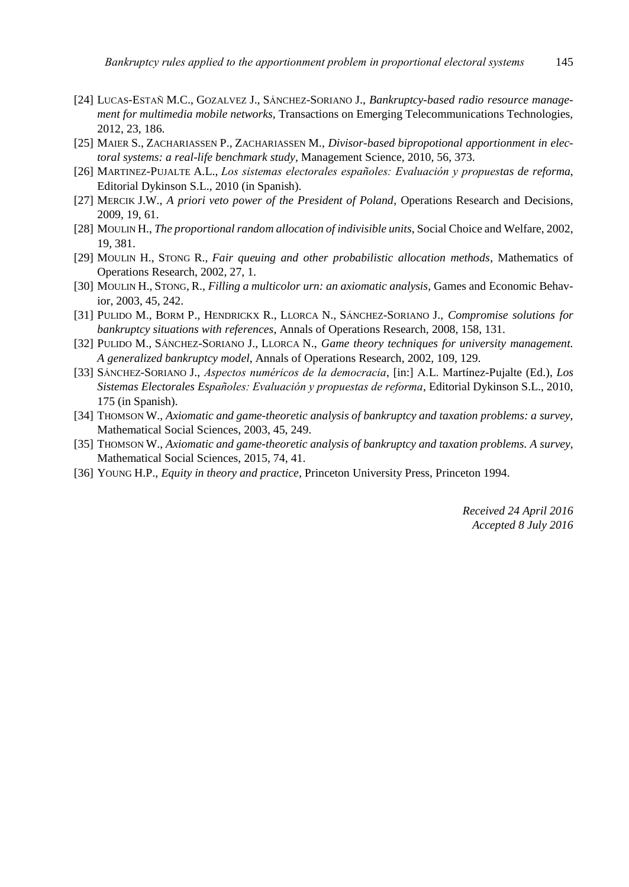[24] LUCAS-ESTAÑ M.C., GOZALVEZ J., SÁNCHEZ-SORIANO J., *Bankruptcy-based radio resource management for multimedia mobile networks*, Transactions on Emerging Telecommunications Technologies, 2012, 23, 186.

[25] MAIER S., ZACHARIASSEN P., ZACHARIASSEN M., *Divisor-based bipropotional apportionment in electoral systems: a real-life benchmark study*, Management Science, 2010, 56, 373.

[26] MARTINEZ-PUJALTE A.L., *Los sistemas electorales españoles: Evaluación y propuestas de reforma*, Editorial Dykinson S.L., 2010 (in Spanish).

[27] MERCIK J.W., *A priori veto power of the President of Poland*, Operations Research and Decisions, 2009, 19, 61.

[28] MOULIN H., *The proportional random allocation of indivisible units*, Social Choice and Welfare, 2002, 19, 381.

[29] MOULIN H., STONG R., *Fair queuing and other probabilistic allocation methods*, Mathematics of Operations Research, 2002, 27, 1.

[30] MOULIN H., STONG, R., *Filling a multicolor urn: an axiomatic analysis*, Games and Economic Behavior, 2003, 45, 242.

[31] PULIDO M., BORM P., HENDRICKX R., LLORCA N., SÁNCHEZ-SORIANO J., *Compromise solutions for bankruptcy situations with references*, Annals of Operations Research, 2008, 158, 131.

[32] PULIDO M., SÁNCHEZ-SORIANO J., LLORCA N., *Game theory techniques for university management. A generalized bankruptcy model*, Annals of Operations Research, 2002, 109, 129.

[33] SÁNCHEZ-SORIANO J., *Aspectos numéricos de la democracia*, [in:] A.L. Martínez-Pujalte (Ed.), *Los Sistemas Electorales Españoles: Evaluación y propuestas de reforma*, Editorial Dykinson S.L., 2010, 175 (in Spanish).

[34] THOMSON W., *Axiomatic and game-theoretic analysis of bankruptcy and taxation problems: a survey*, Mathematical Social Sciences, 2003, 45, 249.

[35] THOMSON W., *Axiomatic and game-theoretic analysis of bankruptcy and taxation problems. A survey*, Mathematical Social Sciences, 2015, 74, 41.

[36] YOUNG H.P., *Equity in theory and practice*, Princeton University Press, Princeton 1994.

*Received 24 April 2016*
*Accepted 8 July 2016*